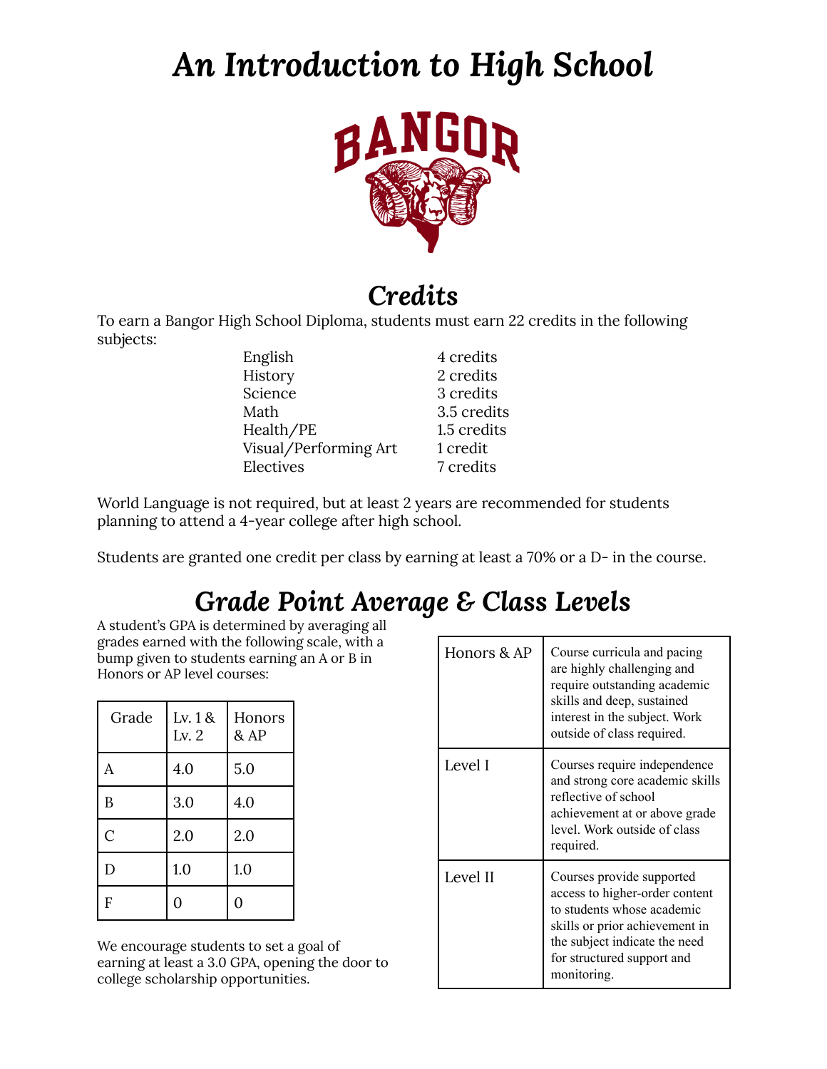# An Introduction to High School

BANGOR

## Credits

To earn a Bangor High School Diploma, students must earn 22 credits in the following subjects:

| Subject | Credits |
|---|---|
| English | 4 credits |
| History | 2 credits |
| Science | 3 credits |
| Math | 3.5 credits |
| Health/PE | 1.5 credits |
| Visual/Performing Art | 1 credit |
| Electives | 7 credits |

World Language is not required, but at least 2 years are recommended for students planning to attend a 4-year college after high school.

Students are granted one credit per class by earning at least a 70% or a D- in the course.

## Grade Point Average & Class Levels

A student's GPA is determined by averaging all grades earned with the following scale, with a bump given to students earning an A or B in Honors or AP level courses:

| Grade | Lv. 1 & Lv. 2 | Honors & AP |
|---|---|---|
| A | 4.0 | 5.0 |
| B | 3.0 | 4.0 |
| C | 2.0 | 2.0 |
| D | 1.0 | 1.0 |
| F | 0 | 0 |

We encourage students to set a goal of earning at least a 3.0 GPA, opening the door to college scholarship opportunities.

| Level | Description |
|---|---|
| Honors & AP | Course curricula and pacing are highly challenging and require outstanding academic skills and deep, sustained interest in the subject. Work outside of class required. |
| Level I | Courses require independence and strong core academic skills reflective of school achievement at or above grade level. Work outside of class required. |
| Level II | Courses provide supported access to higher-order content to students whose academic skills or prior achievement in the subject indicate the need for structured support and monitoring. |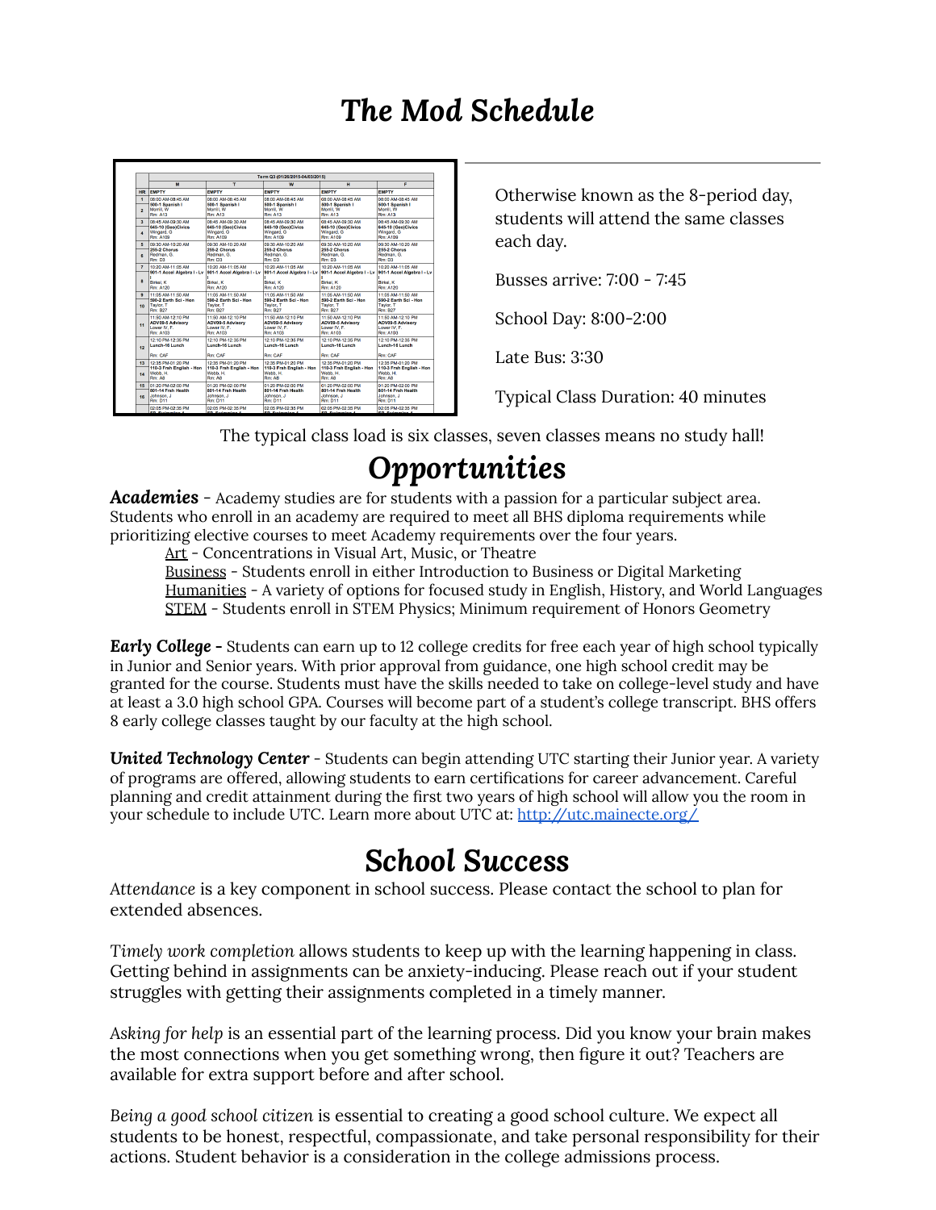# The Mod Schedule

Otherwise known as the 8-period day, students will attend the same classes each day.

Busses arrive: 7:00 - 7:45

School Day: 8:00-2:00

Late Bus: 3:30

Typical Class Duration: 40 minutes

The typical class load is six classes, seven classes means no study hall!

# Opportunities

***Academies*** - Academy studies are for students with a passion for a particular subject area. Students who enroll in an academy are required to meet all BHS diploma requirements while prioritizing elective courses to meet Academy requirements over the four years.

- Art - Concentrations in Visual Art, Music, or Theatre
- Business - Students enroll in either Introduction to Business or Digital Marketing
- Humanities - A variety of options for focused study in English, History, and World Languages
- STEM - Students enroll in STEM Physics; Minimum requirement of Honors Geometry

***Early College*** **-** Students can earn up to 12 college credits for free each year of high school typically in Junior and Senior years. With prior approval from guidance, one high school credit may be granted for the course. Students must have the skills needed to take on college-level study and have at least a 3.0 high school GPA. Courses will become part of a student's college transcript. BHS offers 8 early college classes taught by our faculty at the high school.

***United Technology Center*** - Students can begin attending UTC starting their Junior year. A variety of programs are offered, allowing students to earn certifications for career advancement. Careful planning and credit attainment during the first two years of high school will allow you the room in your schedule to include UTC. Learn more about UTC at: http://utc.mainecte.org/

# School Success

*Attendance* is a key component in school success. Please contact the school to plan for extended absences.

*Timely work completion* allows students to keep up with the learning happening in class. Getting behind in assignments can be anxiety-inducing. Please reach out if your student struggles with getting their assignments completed in a timely manner.

*Asking for help* is an essential part of the learning process. Did you know your brain makes the most connections when you get something wrong, then figure it out? Teachers are available for extra support before and after school.

*Being a good school citizen* is essential to creating a good school culture. We expect all students to be honest, respectful, compassionate, and take personal responsibility for their actions. Student behavior is a consideration in the college admissions process.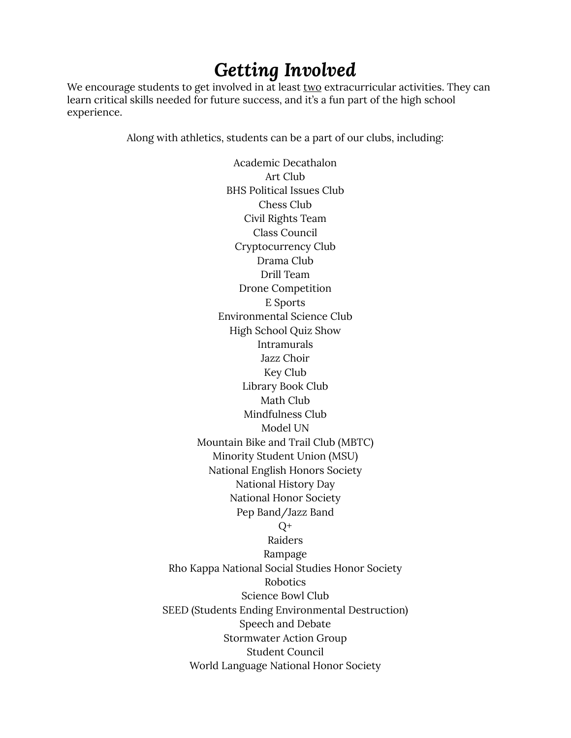# *Getting Involved*

We encourage students to get involved in at least <u>two</u> extracurricular activities. They can learn critical skills needed for future success, and it's a fun part of the high school experience.

Along with athletics, students can be a part of our clubs, including:

Academic Decathlon
Art Club
BHS Political Issues Club
Chess Club
Civil Rights Team
Class Council
Cryptocurrency Club
Drama Club
Drill Team
Drone Competition
E Sports
Environmental Science Club
High School Quiz Show
Intramurals
Jazz Choir
Key Club
Library Book Club
Math Club
Mindfulness Club
Model UN
Mountain Bike and Trail Club (MBTC)
Minority Student Union (MSU)
National English Honors Society
National History Day
National Honor Society
Pep Band/Jazz Band
Q+
Raiders
Rampage
Rho Kappa National Social Studies Honor Society
Robotics
Science Bowl Club
SEED (Students Ending Environmental Destruction)
Speech and Debate
Stormwater Action Group
Student Council
World Language National Honor Society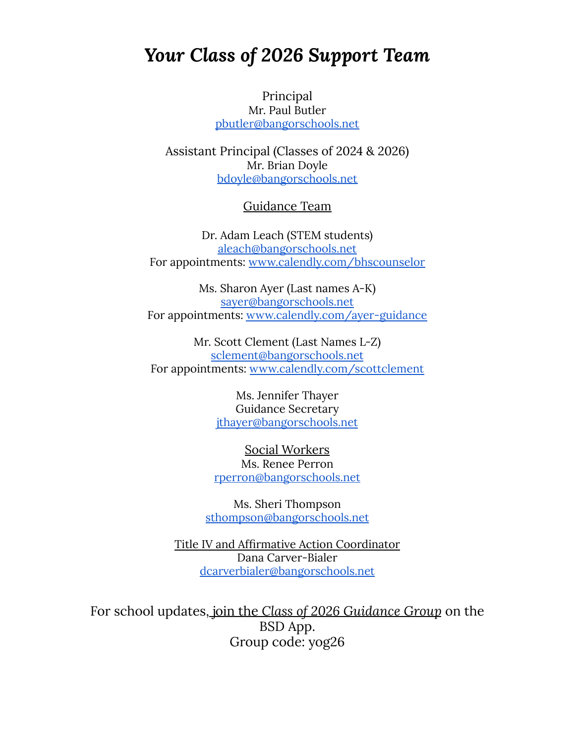# *Your Class of 2026 Support Team*

Principal
Mr. Paul Butler
pbutler@bangorschools.net

Assistant Principal (Classes of 2024 & 2026)
Mr. Brian Doyle
bdoyle@bangorschools.net

## Guidance Team

Dr. Adam Leach (STEM students)
aleach@bangorschools.net
For appointments: www.calendly.com/bhscounselor

Ms. Sharon Ayer (Last names A-K)
sayer@bangorschools.net
For appointments: www.calendly.com/ayer-guidance

Mr. Scott Clement (Last Names L-Z)
sclement@bangorschools.net
For appointments: www.calendly.com/scottclement

Ms. Jennifer Thayer
Guidance Secretary
jthayer@bangorschools.net

## Social Workers

Ms. Renee Perron
rperron@bangorschools.net

Ms. Sheri Thompson
sthompson@bangorschools.net

## Title IV and Affirmative Action Coordinator

Dana Carver-Bialer
dcarverbialer@bangorschools.net

For school updates, join the *Class of 2026 Guidance Group* on the BSD App.
Group code: yog26